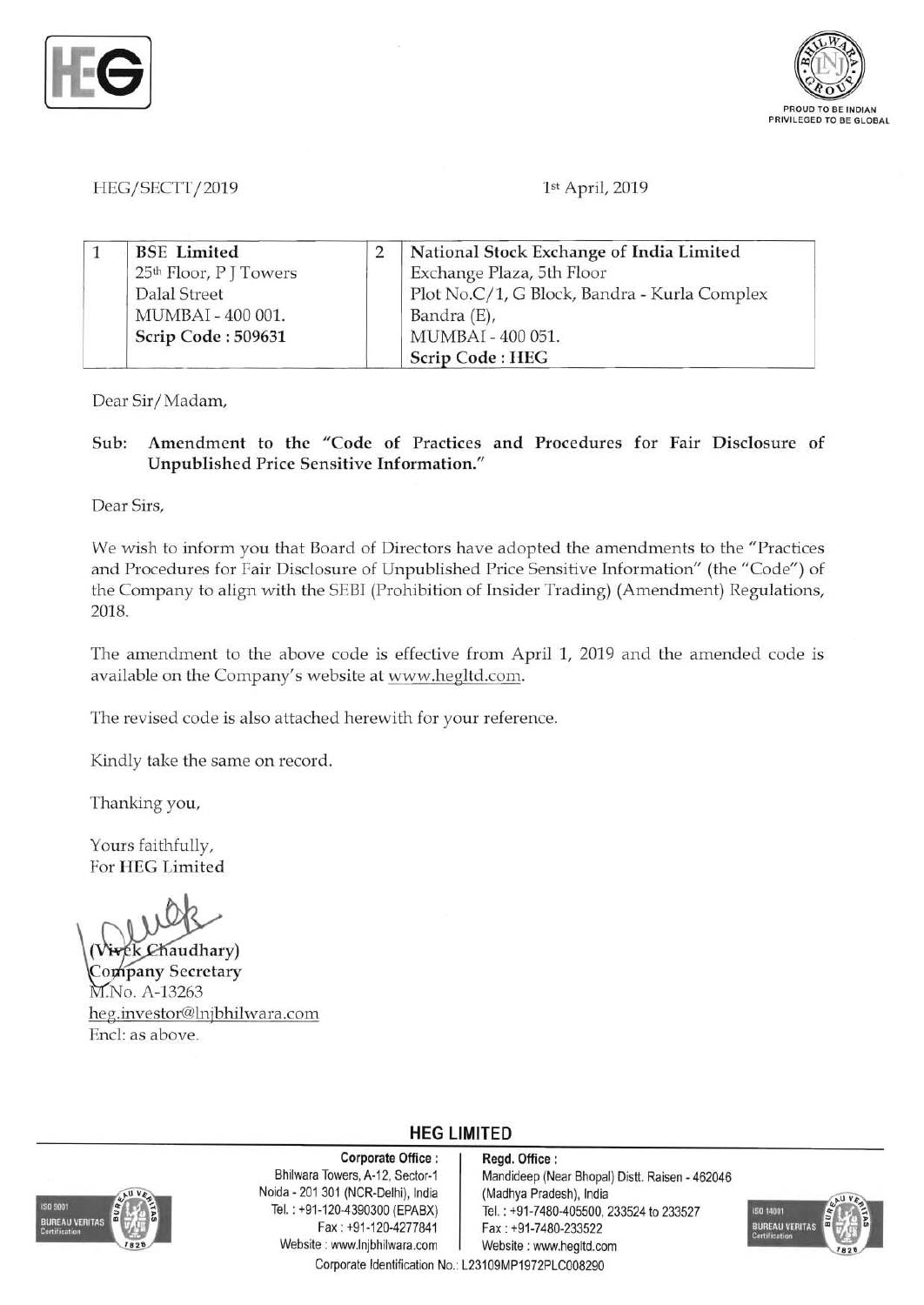HEG/SECTT/2019

1st April, 2019

| 1 | BSE Limited<br>25th Floor, P J Towers<br>Dalal Street<br>MUMBAI - 400 001.<br>**Scrip Code : 509631** | 2 | National Stock Exchange of India Limited<br>Exchange Plaza, 5th Floor<br>Plot No.C/1, G Block, Bandra - Kurla Complex<br>Bandra (E),<br>MUMBAI - 400 051.<br>**Scrip Code : HEG** |
|---|---|---|---|

Dear Sir/Madam,

**Sub: Amendment to the "Code of Practices and Procedures for Fair Disclosure of Unpublished Price Sensitive Information."**

Dear Sirs,

We wish to inform you that Board of Directors have adopted the amendments to the "Practices and Procedures for Fair Disclosure of Unpublished Price Sensitive Information" (the "Code") of the Company to align with the SEBI (Prohibition of Insider Trading) (Amendment) Regulations, 2018.

The amendment to the above code is effective from April 1, 2019 and the amended code is available on the Company's website at www.hegltd.com.

The revised code is also attached herewith for your reference.

Kindly take the same on record.

Thanking you,

Yours faithfully,
For HEG Limited

(Vivek Chaudhary)
Company Secretary
M.No. A-13263
heg.investor@lnjbhilwara.com
Encl: as above.

**HEG LIMITED**

**Corporate Office :**
Bhilwara Towers, A-12, Sector-1
Noida - 201 301 (NCR-Delhi), India
Tel. : +91-120-4390300 (EPABX)
Fax : +91-120-4277841
Website : www.lnjbhilwara.com

**Regd. Office :**
Mandideep (Near Bhopal) Distt. Raisen - 462046
(Madhya Pradesh), India
Tel. : +91-7480-405500, 233524 to 233527
Fax : +91-7480-233522
Website : www.hegltd.com

Corporate Identification No.: L23109MP1972PLC008290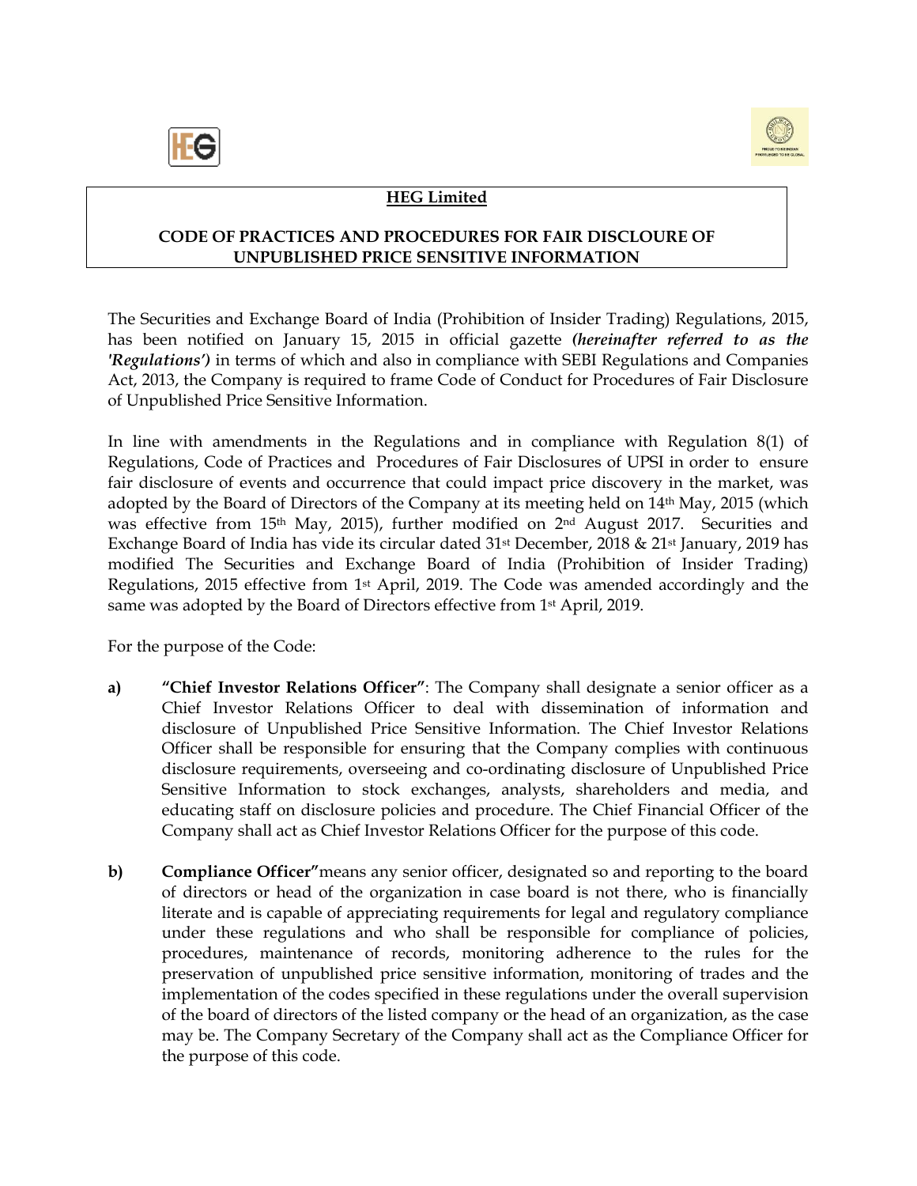**HEG Limited**

**CODE OF PRACTICES AND PROCEDURES FOR FAIR DISCLOURE OF UNPUBLISHED PRICE SENSITIVE INFORMATION**

The Securities and Exchange Board of India (Prohibition of Insider Trading) Regulations, 2015, has been notified on January 15, 2015 in official gazette ***(hereinafter referred to as the 'Regulations')*** in terms of which and also in compliance with SEBI Regulations and Companies Act, 2013, the Company is required to frame Code of Conduct for Procedures of Fair Disclosure of Unpublished Price Sensitive Information.

In line with amendments in the Regulations and in compliance with Regulation 8(1) of Regulations, Code of Practices and Procedures of Fair Disclosures of UPSI in order to ensure fair disclosure of events and occurrence that could impact price discovery in the market, was adopted by the Board of Directors of the Company at its meeting held on 14th May, 2015 (which was effective from 15th May, 2015), further modified on 2nd August 2017. Securities and Exchange Board of India has vide its circular dated 31st December, 2018 & 21st January, 2019 has modified The Securities and Exchange Board of India (Prohibition of Insider Trading) Regulations, 2015 effective from 1st April, 2019. The Code was amended accordingly and the same was adopted by the Board of Directors effective from 1st April, 2019.

For the purpose of the Code:

**a)** **"Chief Investor Relations Officer"**: The Company shall designate a senior officer as a Chief Investor Relations Officer to deal with dissemination of information and disclosure of Unpublished Price Sensitive Information. The Chief Investor Relations Officer shall be responsible for ensuring that the Company complies with continuous disclosure requirements, overseeing and co-ordinating disclosure of Unpublished Price Sensitive Information to stock exchanges, analysts, shareholders and media, and educating staff on disclosure policies and procedure. The Chief Financial Officer of the Company shall act as Chief Investor Relations Officer for the purpose of this code.

**b)** **Compliance Officer"**means any senior officer, designated so and reporting to the board of directors or head of the organization in case board is not there, who is financially literate and is capable of appreciating requirements for legal and regulatory compliance under these regulations and who shall be responsible for compliance of policies, procedures, maintenance of records, monitoring adherence to the rules for the preservation of unpublished price sensitive information, monitoring of trades and the implementation of the codes specified in these regulations under the overall supervision of the board of directors of the listed company or the head of an organization, as the case may be. The Company Secretary of the Company shall act as the Compliance Officer for the purpose of this code.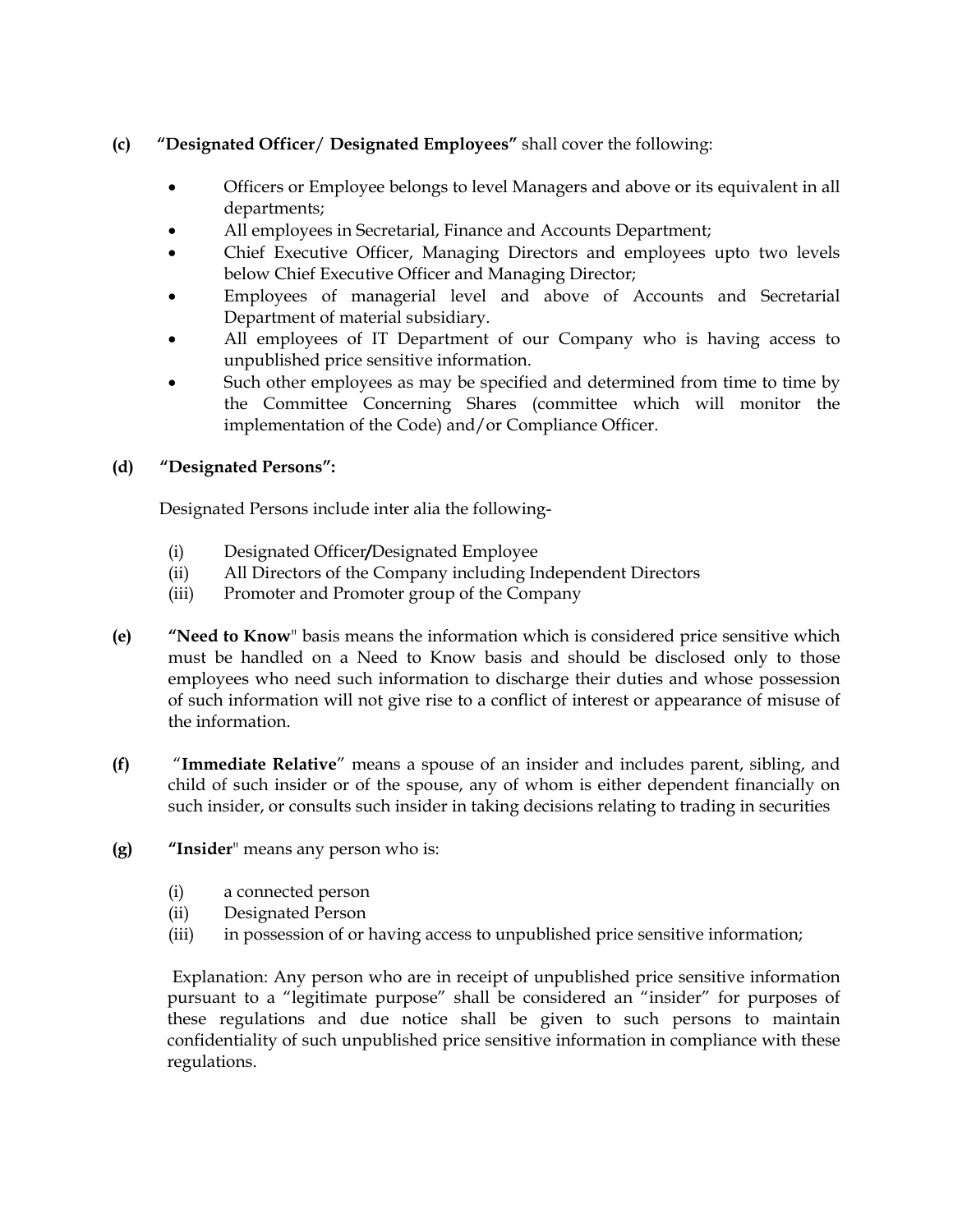**(c) "Designated Officer/ Designated Employees"** shall cover the following:

- Officers or Employee belongs to level Managers and above or its equivalent in all departments;
- All employees in Secretarial, Finance and Accounts Department;
- Chief Executive Officer, Managing Directors and employees upto two levels below Chief Executive Officer and Managing Director;
- Employees of managerial level and above of Accounts and Secretarial Department of material subsidiary.
- All employees of IT Department of our Company who is having access to unpublished price sensitive information.
- Such other employees as may be specified and determined from time to time by the Committee Concerning Shares (committee which will monitor the implementation of the Code) and/or Compliance Officer.

**(d) "Designated Persons":**

Designated Persons include inter alia the following-

(i) Designated Officer**/**Designated Employee
(ii) All Directors of the Company including Independent Directors
(iii) Promoter and Promoter group of the Company

**(e)** **"Need to Know**" basis means the information which is considered price sensitive which must be handled on a Need to Know basis and should be disclosed only to those employees who need such information to discharge their duties and whose possession of such information will not give rise to a conflict of interest or appearance of misuse of the information.

**(f)** "**Immediate Relative**" means a spouse of an insider and includes parent, sibling, and child of such insider or of the spouse, any of whom is either dependent financially on such insider, or consults such insider in taking decisions relating to trading in securities

**(g)** **"Insider**" means any person who is:

(i) a connected person
(ii) Designated Person
(iii) in possession of or having access to unpublished price sensitive information;

Explanation: Any person who are in receipt of unpublished price sensitive information pursuant to a "legitimate purpose" shall be considered an "insider" for purposes of these regulations and due notice shall be given to such persons to maintain confidentiality of such unpublished price sensitive information in compliance with these regulations.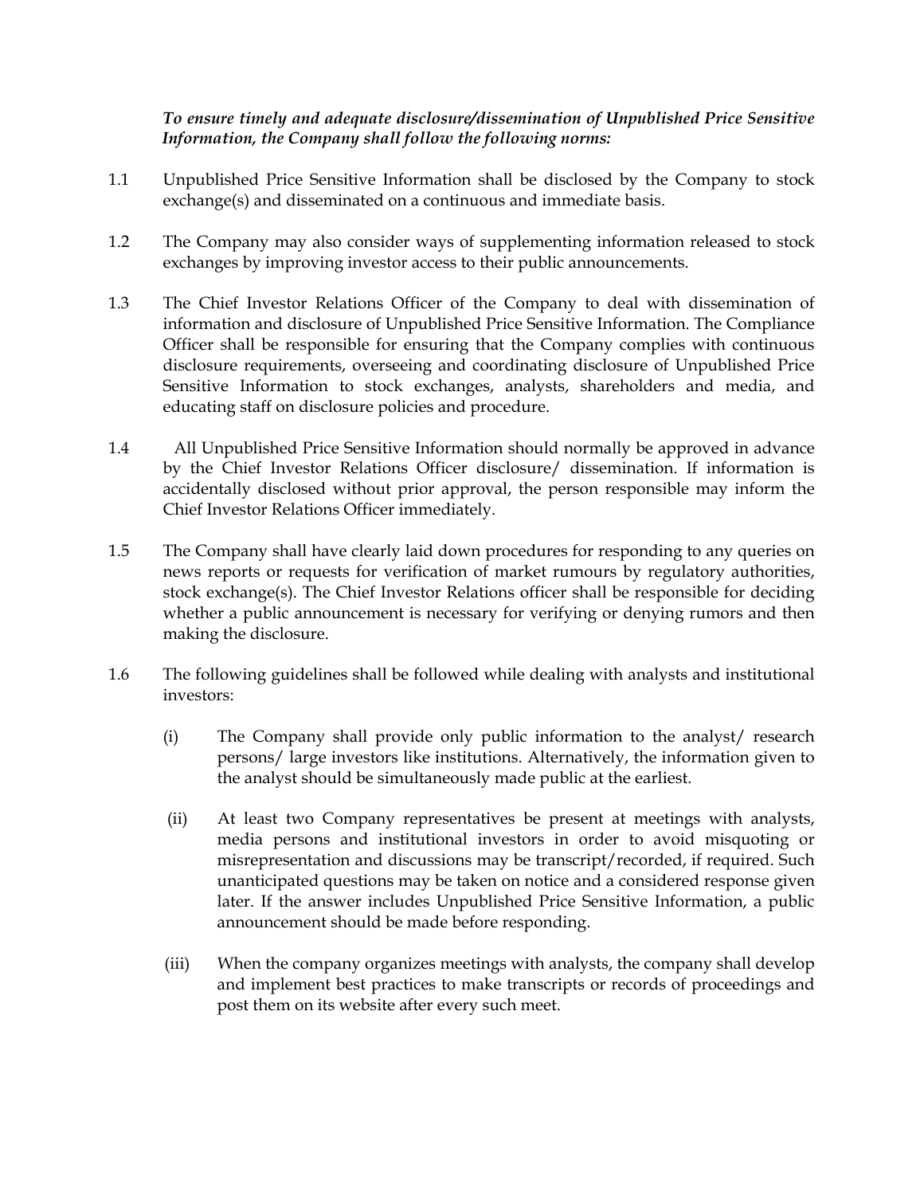*To ensure timely and adequate disclosure/dissemination of Unpublished Price Sensitive Information, the Company shall follow the following norms:*

1.1 Unpublished Price Sensitive Information shall be disclosed by the Company to stock exchange(s) and disseminated on a continuous and immediate basis.

1.2 The Company may also consider ways of supplementing information released to stock exchanges by improving investor access to their public announcements.

1.3 The Chief Investor Relations Officer of the Company to deal with dissemination of information and disclosure of Unpublished Price Sensitive Information. The Compliance Officer shall be responsible for ensuring that the Company complies with continuous disclosure requirements, overseeing and coordinating disclosure of Unpublished Price Sensitive Information to stock exchanges, analysts, shareholders and media, and educating staff on disclosure policies and procedure.

1.4 All Unpublished Price Sensitive Information should normally be approved in advance by the Chief Investor Relations Officer disclosure/ dissemination. If information is accidentally disclosed without prior approval, the person responsible may inform the Chief Investor Relations Officer immediately.

1.5 The Company shall have clearly laid down procedures for responding to any queries on news reports or requests for verification of market rumours by regulatory authorities, stock exchange(s). The Chief Investor Relations officer shall be responsible for deciding whether a public announcement is necessary for verifying or denying rumors and then making the disclosure.

1.6 The following guidelines shall be followed while dealing with analysts and institutional investors:

(i) The Company shall provide only public information to the analyst/ research persons/ large investors like institutions. Alternatively, the information given to the analyst should be simultaneously made public at the earliest.

(ii) At least two Company representatives be present at meetings with analysts, media persons and institutional investors in order to avoid misquoting or misrepresentation and discussions may be transcript/recorded, if required. Such unanticipated questions may be taken on notice and a considered response given later. If the answer includes Unpublished Price Sensitive Information, a public announcement should be made before responding.

(iii) When the company organizes meetings with analysts, the company shall develop and implement best practices to make transcripts or records of proceedings and post them on its website after every such meet.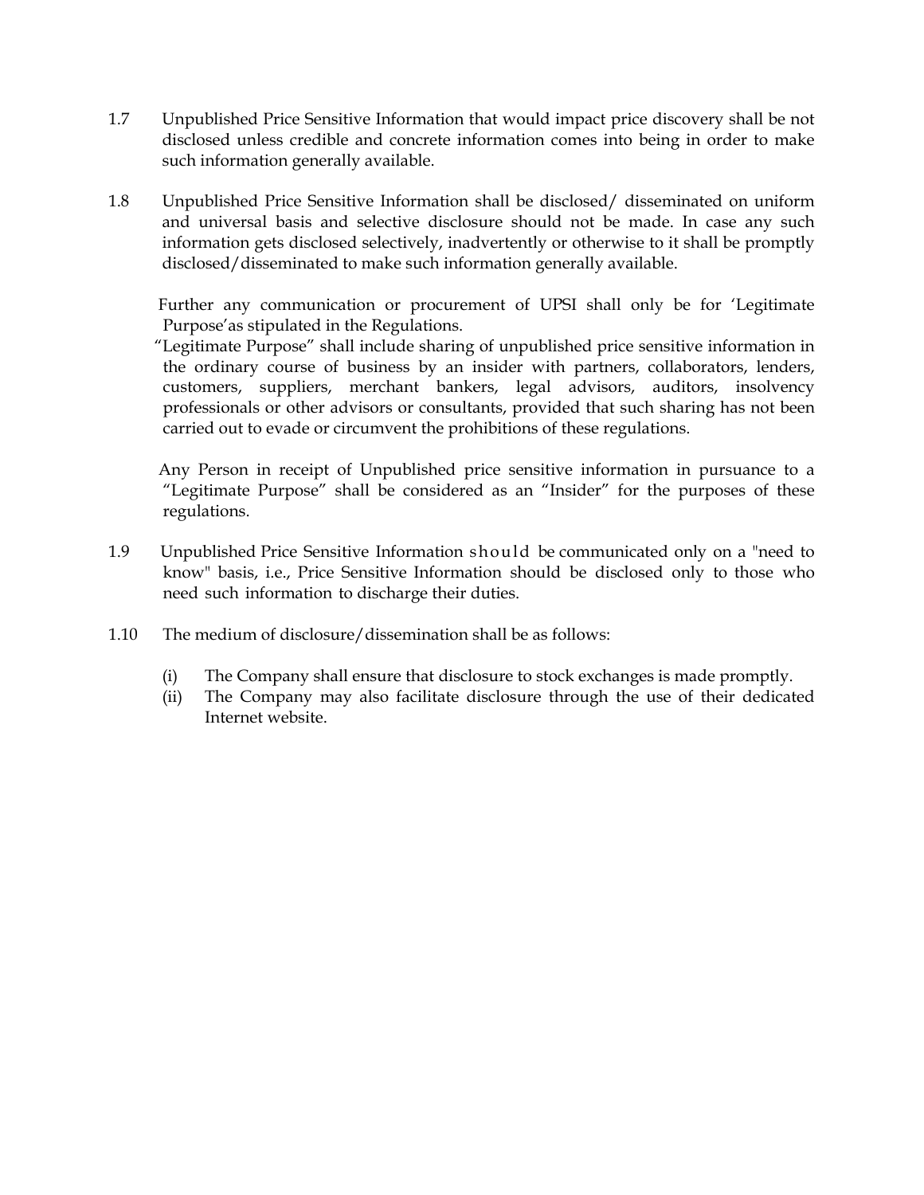1.7 Unpublished Price Sensitive Information that would impact price discovery shall be not disclosed unless credible and concrete information comes into being in order to make such information generally available.

1.8 Unpublished Price Sensitive Information shall be disclosed/ disseminated on uniform and universal basis and selective disclosure should not be made. In case any such information gets disclosed selectively, inadvertently or otherwise to it shall be promptly disclosed/disseminated to make such information generally available.

Further any communication or procurement of UPSI shall only be for 'Legitimate Purpose'as stipulated in the Regulations.

"Legitimate Purpose" shall include sharing of unpublished price sensitive information in the ordinary course of business by an insider with partners, collaborators, lenders, customers, suppliers, merchant bankers, legal advisors, auditors, insolvency professionals or other advisors or consultants, provided that such sharing has not been carried out to evade or circumvent the prohibitions of these regulations.

Any Person in receipt of Unpublished price sensitive information in pursuance to a "Legitimate Purpose" shall be considered as an "Insider" for the purposes of these regulations.

1.9 Unpublished Price Sensitive Information should be communicated only on a "need to know" basis, i.e., Price Sensitive Information should be disclosed only to those who need such information to discharge their duties.

1.10 The medium of disclosure/dissemination shall be as follows:

(i) The Company shall ensure that disclosure to stock exchanges is made promptly.

(ii) The Company may also facilitate disclosure through the use of their dedicated Internet website.